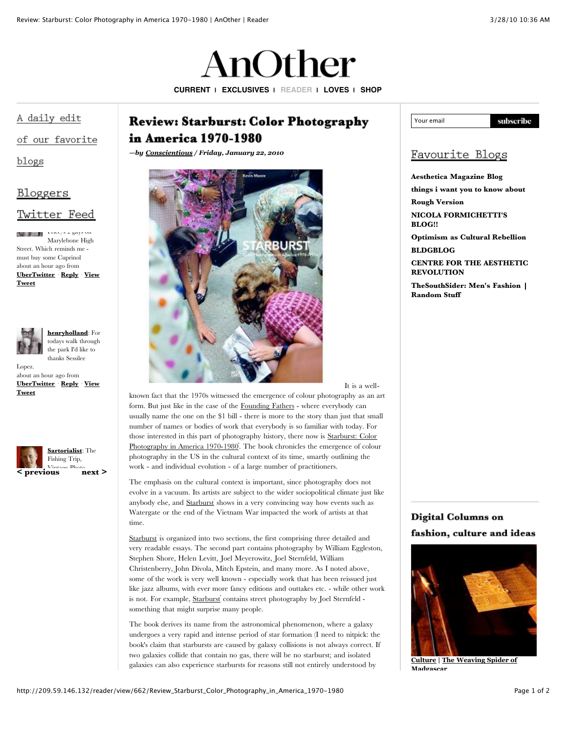# AnOther

CURRENT | EXCLUSIVES | READER | LOVES | SHOP

A daily edit of our favorite blogs

Bloggers

Twitter Feed

There's 2 gays on Marylebone High Street. Which reminds me - must buy some Cuprinol about an hour ago from **UberTwitter** · **Reply** · **View Tweet**

**henryholland**: For todays walk through the park I'd like to thanks Sessilee Lopez. about an hour ago from **UberTwitter** · **Reply** · **View Tweet**

**Sartorialist**: The Fishing Trip, Vintage Photo

**< previous** **next >**

## Review: Starburst: Color Photography in America 1970-1980

***—by Conscientious / Friday, January 22, 2010***

It is a well-known fact that the 1970s witnessed the emergence of colour photography as an art form. But just like in the case of the Founding Fathers - where everybody can usually name the one on the $1 bill - there is more to the story than just that small number of names or bodies of work that everybody is so familiar with today. For those interested in this part of photography history, there now is Starburst: Color Photography in America 1970-1980. The book chronicles the emergence of colour photography in the US in the cultural context of its time, smartly outlining the work - and individual evolution - of a large number of practitioners.

The emphasis on the cultural context is important, since photography does not evolve in a vacuum. Its artists are subject to the wider sociopolitical climate just like anybody else, and Starburst shows in a very convincing way how events such as Watergate or the end of the Vietnam War impacted the work of artists at that time.

Starburst is organized into two sections, the first comprising three detailed and very readable essays. The second part contains photography by William Eggleston, Stephen Shore, Helen Levitt, Joel Meyerowitz, Joel Sternfeld, William Christenberry, John Divola, Mitch Epstein, and many more. As I noted above, some of the work is very well known - especially work that has been reissued just like jazz albums, with ever more fancy editions and outtakes etc. - while other work is not. For example, Starburst contains street photography by Joel Sternfeld - something that might surprise many people.

The book derives its name from the astronomical phenomenon, where a galaxy undergoes a very rapid and intense period of star formation (I need to nitpick: the book's claim that starbursts are caused by galaxy collisions is not always correct. If two galaxies collide that contain no gas, there will be no starburst; and isolated galaxies can also experience starbursts for reasons still not entirely understood by

Your email subscribe

## Favourite Blogs

**Aesthetica Magazine Blog**

**things i want you to know about**

**Rough Version**

**NICOLA FORMICHETTI'S BLOG!!**

**Optimism as Cultural Rebellion**

**BLDGBLOG**

**CENTRE FOR THE AESTHETIC REVOLUTION**

**TheSouthSider: Men's Fashion | Random Stuff**

## Digital Columns on fashion, culture and ideas

**Culture | The Weaving Spider of Madgascar**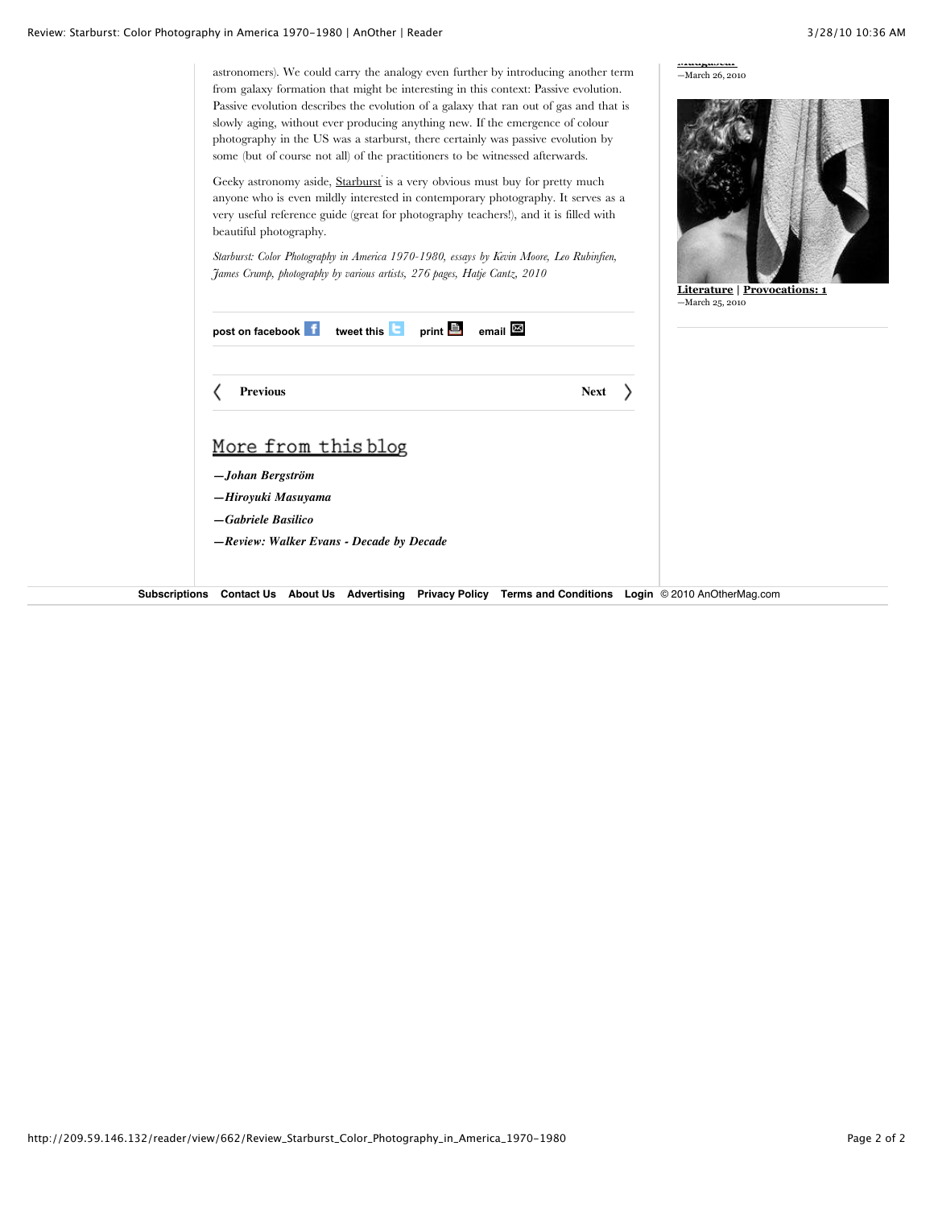astronomers). We could carry the analogy even further by introducing another term from galaxy formation that might be interesting in this context: Passive evolution. Passive evolution describes the evolution of a galaxy that ran out of gas and that is slowly aging, without ever producing anything new. If the emergence of colour photography in the US was a starburst, there certainly was passive evolution by some (but of course not all) of the practitioners to be witnessed afterwards.

Geeky astronomy aside, Starburst is a very obvious must buy for pretty much anyone who is even mildly interested in contemporary photography. It serves as a very useful reference guide (great for photography teachers!), and it is filled with beautiful photography.

*Starburst: Color Photography in America 1970-1980, essays by Kevin Moore, Leo Rubinfien, James Crump, photography by various artists, 276 pages, Hatje Cantz, 2010*

post on facebook   tweet this   print   email

Previous   Next

## More from this blog

***—Johan Bergström***

***—Hiroyuki Masuyama***

***—Gabriele Basilico***

***—Review: Walker Evans - Decade by Decade***

—March 26, 2010

**Literature** | **Provocations: 1**
—March 25, 2010

**Subscriptions** **Contact Us** **About Us** **Advertising** **Privacy Policy** **Terms and Conditions** **Login** © 2010 AnOtherMag.com